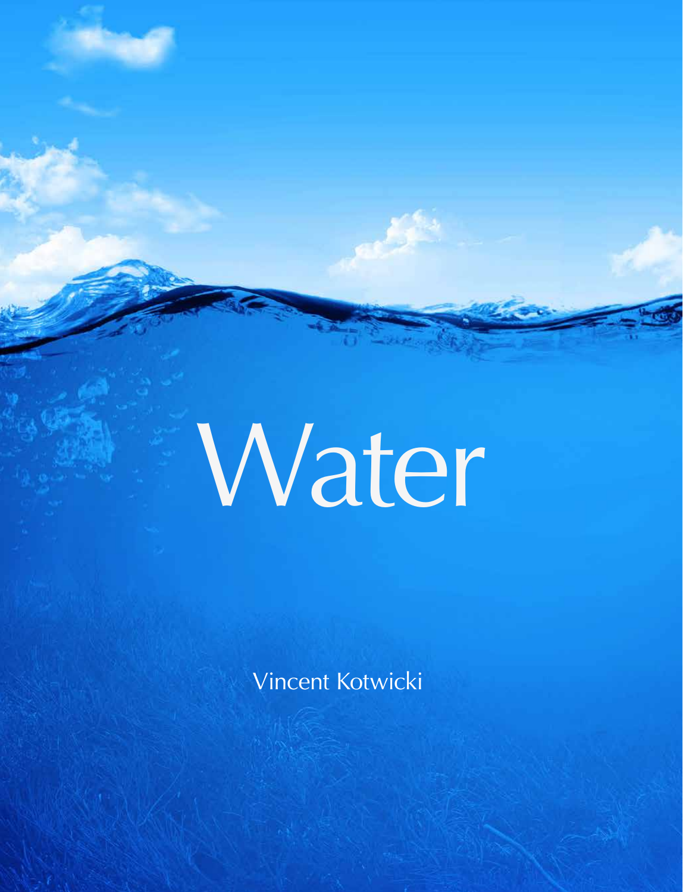# Water

Vincent Kotwicki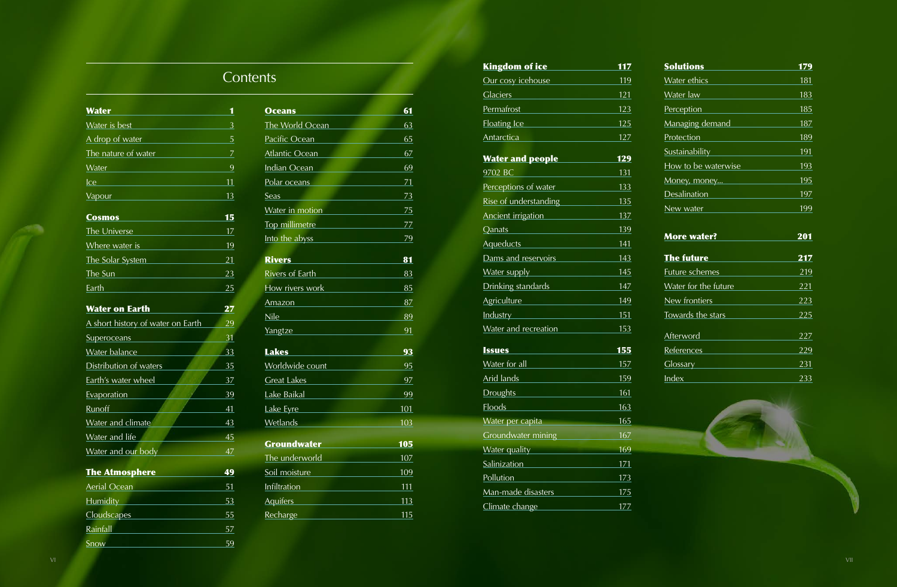# Contents

**Water** 1

- Water is best 3
- A drop of water 5
- The nature of water 7
- Water 9
- Ice 11
- Vapour 13

**Cosmos** 15

- The Universe 17
- Where water is 19
- The Solar System 21
- The Sun 23
- Earth 25

**Water on Earth** 27

- A short history of water on Earth 29
- Superoceans 31
- Water balance 33
- Distribution of waters 35
- Earth's water wheel 37
- Evaporation 39
- Runoff 41
- Water and climate 43
- Water and life 45
- Water and our body 47

**The Atmosphere** 49

- Aerial Ocean 51
- Humidity 53
- Cloudscapes 55
- Rainfall 57
- Snow 59

**Oceans** 61

- The World Ocean 63
- Pacific Ocean 65
- Atlantic Ocean 67
- Indian Ocean 69
- Polar oceans 71
- Seas 73
- Water in motion 75
- Top millimetre 77
- Into the abyss 79

**Rivers** 81

- Rivers of Earth 83
- How rivers work 85
- Amazon 87
- Nile 89
- Yangtze 91

**Lakes** 93

- Worldwide count 95
- Great Lakes 97
- Lake Baikal 99
- Lake Eyre 101
- Wetlands 103

**Groundwater** 105

- The underworld 107
- Soil moisture 109
- Infiltration 111
- Aquifers 113
- Recharge 115

**Kingdom of ice** 117

- Our cosy icehouse 119
- Glaciers 121
- Permafrost 123
- Floating Ice 125
- Antarctica 127

**Water and people** 129

- 9702 BC 131
- Perceptions of water 133
- Rise of understanding 135
- Ancient irrigation 137
- Qanats 139
- Aqueducts 141
- Dams and reservoirs 143
- Water supply 145
- Drinking standards 147
- Agriculture 149
- Industry 151
- Water and recreation 153

**Issues** 155

- Water for all 157
- Arid lands 159
- Droughts 161
- Floods 163
- Water per capita 165
- Groundwater mining 167
- Water quality 169
- Salinization 171
- Pollution 173
- Man-made disasters 175
- Climate change 177

**Solutions** 179

- Water ethics 181
- Water law 183
- Perception 185
- Managing demand 187
- Protection 189
- Sustainability 191
- How to be waterwise 193
- Money, money... 195
- Desalination 197
- New water 199

**More water?** 201

**The future** 217

- Future schemes 219
- Water for the future 221
- New frontiers 223
- Towards the stars 225

Afterword 227

References 229

Glossary 231

Index 233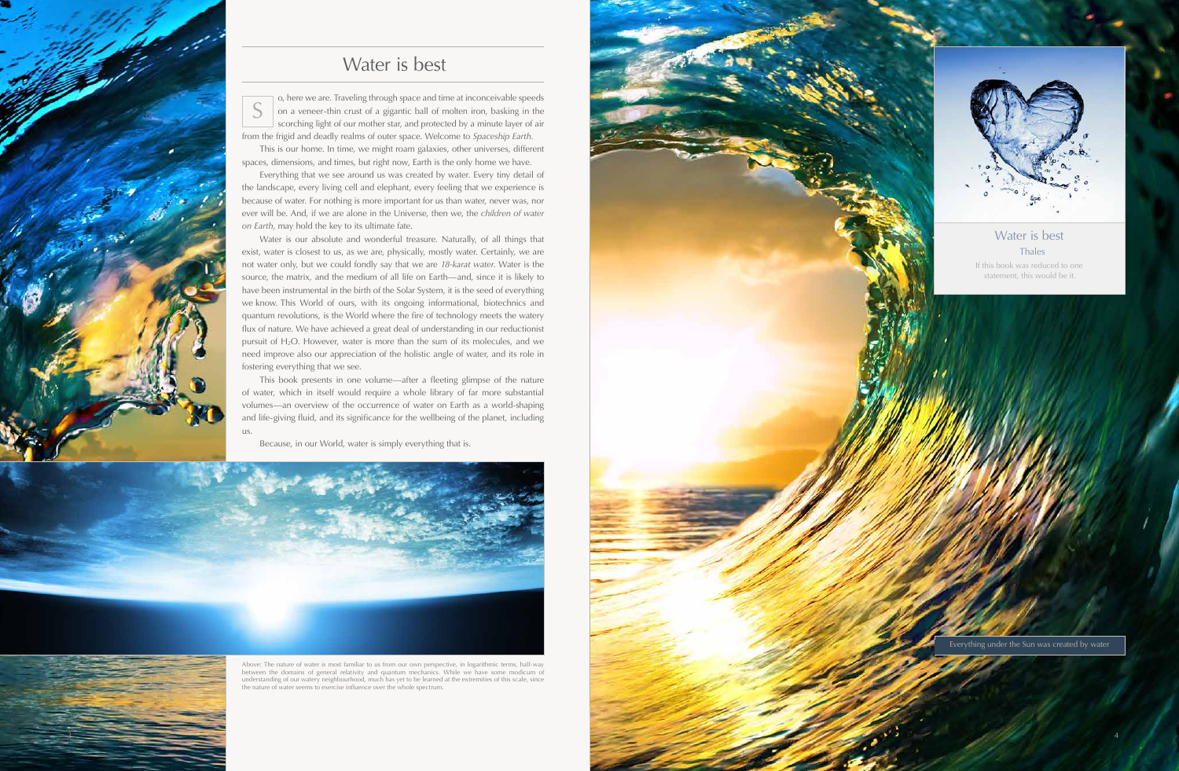# Water is best

So, here we are. Traveling through space and time at inconceivable speeds on a veneer-thin crust of a gigantic ball of molten iron, basking in the scorching light of our mother star, and protected by a minute layer of air from the frigid and deadly realms of outer space. Welcome to *Spaceship Earth*.

This is our home. In time, we might roam galaxies, other universes, different spaces, dimensions, and times, but right now, Earth is the only home we have.

Everything that we see around us was created by water. Every tiny detail of the landscape, every living cell and elephant, every feeling that we experience is because of water. For nothing is more important for us than water, never was, nor ever will be. And, if we are alone in the Universe, then we, the *children of water on Earth*, may hold the key to its ultimate fate.

Water is our absolute and wonderful treasure. Naturally, of all things that exist, water is closest to us, as we are, physically, mostly water. Certainly, we are not water only, but we could fondly say that we are *18-karat water*. Water is the source, the matrix, and the medium of all life on Earth—and, since it is likely to have been instrumental in the birth of the Solar System, it is the seed of everything we know. This World of ours, with its ongoing informational, biotechnics and quantum revolutions, is the World where the fire of technology meets the watery flux of nature. We have achieved a great deal of understanding in our reductionist pursuit of $H_2O$. However, water is more than the sum of its molecules, and we need improve also our appreciation of the holistic angle of water, and its role in fostering everything that we see.

This book presents in one volume—after a fleeting glimpse of the nature of water, which in itself would require a whole library of far more substantial volumes—an overview of the occurrence of water on Earth as a world-shaping and life-giving fluid, and its significance for the wellbeing of the planet, including us.

Because, in our World, water is simply everything that is.

Above: The nature of water is most familiar to us from our own perspective, in logarithmic terms, half-way between the domains of general relativity and quantum mechanics. While we have some modicum of understanding of our watery neighbourhood, much has yet to be learned at the extremities of this scale, since the nature of water seems to exercise influence over the whole spectrum.

## Water is best

Thales

If this book was reduced to one statement, this would be it.

Everything under the Sun was created by water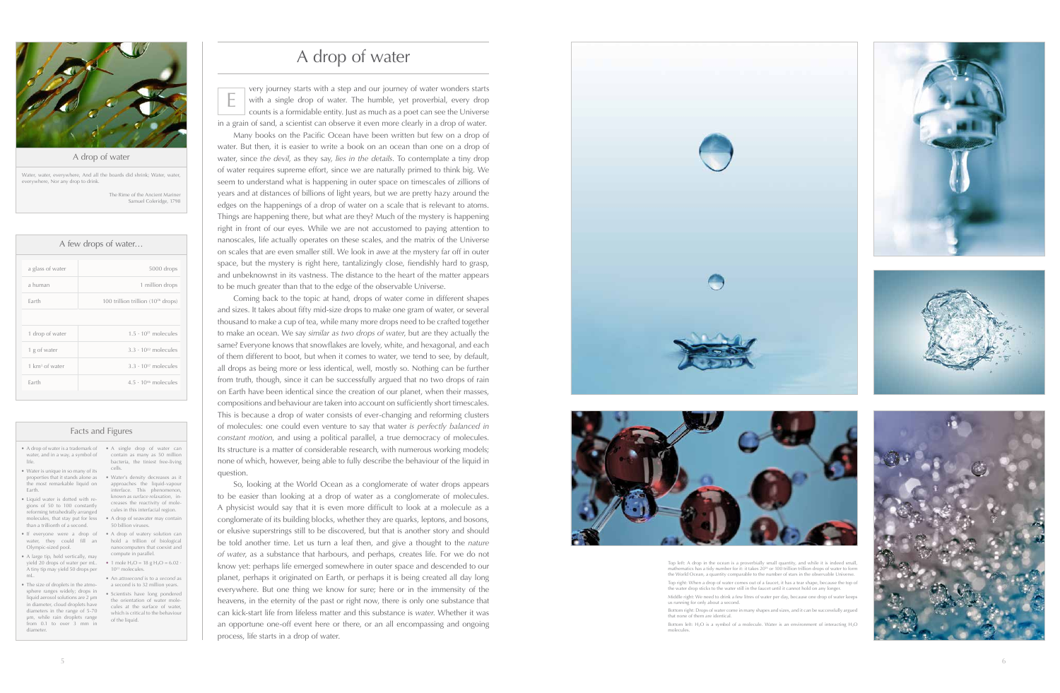# A drop of water

E very journey starts with a step and our journey of water wonders starts with a single drop of water. The humble, yet proverbial, every drop counts is a formidable entity. Just as much as a poet can see the Universe in a grain of sand, a scientist can observe it even more clearly in a drop of water.

Many books on the Pacific Ocean have been written but few on a drop of water. But then, it is easier to write a book on an ocean than one on a drop of water, since *the devil*, as they say, *lies in the details*. To contemplate a tiny drop of water requires supreme effort, since we are naturally primed to think big. We seem to understand what is happening in outer space on timescales of zillions of years and at distances of billions of light years, but we are pretty hazy around the edges on the happenings of a drop of water on a scale that is relevant to atoms. Things are happening there, but what are they? Much of the mystery is happening right in front of our eyes. While we are not accustomed to paying attention to nanoscales, life actually operates on these scales, and the matrix of the Universe on scales that are even smaller still. We look in awe at the mystery far off in outer space, but the mystery is right here, tantalizingly close, fiendishly hard to grasp, and unbeknownst in its vastness. The distance to the heart of the matter appears to be much greater than that to the edge of the observable Universe.

Coming back to the topic at hand, drops of water come in different shapes and sizes. It takes about fifty mid-size drops to make one gram of water, or several thousand to make a cup of tea, while many more drops need to be crafted together to make an ocean. We say *similar as two drops of water*, but are they actually the same? Everyone knows that snowflakes are lovely, white, and hexagonal, and each of them different to boot, but when it comes to water, we tend to see, by default, all drops as being more or less identical, well, mostly so. Nothing can be further from truth, though, since it can be successfully argued that no two drops of rain on Earth have been identical since the creation of our planet, when their masses, compositions and behaviour are taken into account on sufficiently short timescales. This is because a drop of water consists of ever-changing and reforming clusters of molecules: one could even venture to say that water *is perfectly balanced in constant motion*, and using a political parallel, a true democracy of molecules. Its structure is a matter of considerable research, with numerous working models; none of which, however, being able to fully describe the behaviour of the liquid in question.

So, looking at the World Ocean as a conglomerate of water drops appears to be easier than looking at a drop of water as a conglomerate of molecules. A physicist would say that it is even more difficult to look at a molecule as a conglomerate of its building blocks, whether they are quarks, leptons, and bosons, or elusive superstrings still to be discovered, but that is another story and should be told another time. Let us turn a leaf then, and give a thought to the *nature of water*, as a substance that harbours, and perhaps, creates life. For we do not know yet: perhaps life emerged somewhere in outer space and descended to our planet, perhaps it originated on Earth, or perhaps it is being created all day long everywhere. But one thing we know for sure; here or in the immensity of the heavens, in the eternity of the past or right now, there is only one substance that can kick-start life from lifeless matter and this substance is *water*. Whether it was an opportune one-off event here or there, or an all encompassing and ongoing process, life starts in a drop of water.

---

**A drop of water**

Water, water, everywhere, And all the boards did shrink; Water, water, everywhere, Nor any drop to drink.

The Rime of the Ancient Mariner
Samuel Coleridge, 1798

---

**A few drops of water…**

| | |
|---|---|
| a glass of water | 5000 drops |
| a human | 1 million drops |
| Earth | 100 trillion trillion ($10^{26}$ drops) |
| | |
| 1 drop of water | $1.5 \cdot 10^{21}$ molecules |
| 1 g of water | $3.3 \cdot 10^{22}$ molecules |
| 1 km³ of water | $3.3 \cdot 10^{37}$ molecules |
| Earth | $4.5 \cdot 10^{46}$ molecules |

---

**Facts and Figures**

- A drop of water is a trademark of water, and in a way, a symbol of life.
- Water is unique in so many of its properties that it stands alone as the most remarkable liquid on Earth.
- Liquid water is dotted with regions of 50 to 100 constantly reforming tetrahedrally arranged molecules, that stay put for less than a trillionth of a second.
- If everyone were a drop of water, they could fill an Olympic-sized pool.
- A large tip, held vertically, may yield 20 drops of water per mL. A tiny tip may yield 50 drops per mL.
- The size of droplets in the atmosphere ranges widely; drops in liquid aerosol solutions are 2 µm in diameter, cloud droplets have diameters in the range of 5–70 µm, while rain droplets range from 0.1 to over 3 mm in diameter.
- A single drop of water can contain as many as 50 million bacteria, the tiniest free-living cells.
- Water's density decreases as it approaches the liquid-vapour interface. This phenomenon, known as surface relaxation, increases the reactivity of molecules in this interfacial region.
- A drop of seawater may contain 50 billion viruses.
- A drop of watery solution can hold a trillion of biological nanocomputers that coexist and compute in parallel.
- 1 mole $H_2O$ = 18 g $H_2O$ = $6.02 \cdot 10^{23}$ molecules.
- An *attosecond* is to a second as a second is to 32 million years.
- Scientists have long pondered the orientation of water molecules at the surface of water, which is critical to the behaviour of the liquid.

---

Top left: A drop in the ocean is a proverbially small quantity, and while it is indeed small, mathematics has a tidy number for it: it takes $20^{26}$ or 100 trillion trillion drops of water to form the World Ocean, a quantity comparable to the number of stars in the observable Universe.

Top right: When a drop of water comes out of a faucet, it has a tear shape, because the top of the water drop sticks to the water still in the faucet until it cannot hold on any longer.

Middle right: We need to drink a few litres of water per day, because one drop of water keeps us running for only about a second.

Bottom right: Drops of water come in many shapes and sizes, and it can be successfully argued that none of them are identical.

Bottom left: $H_2O$ is a symbol of a molecule. Water is an environment of interacting $H_2O$ molecules.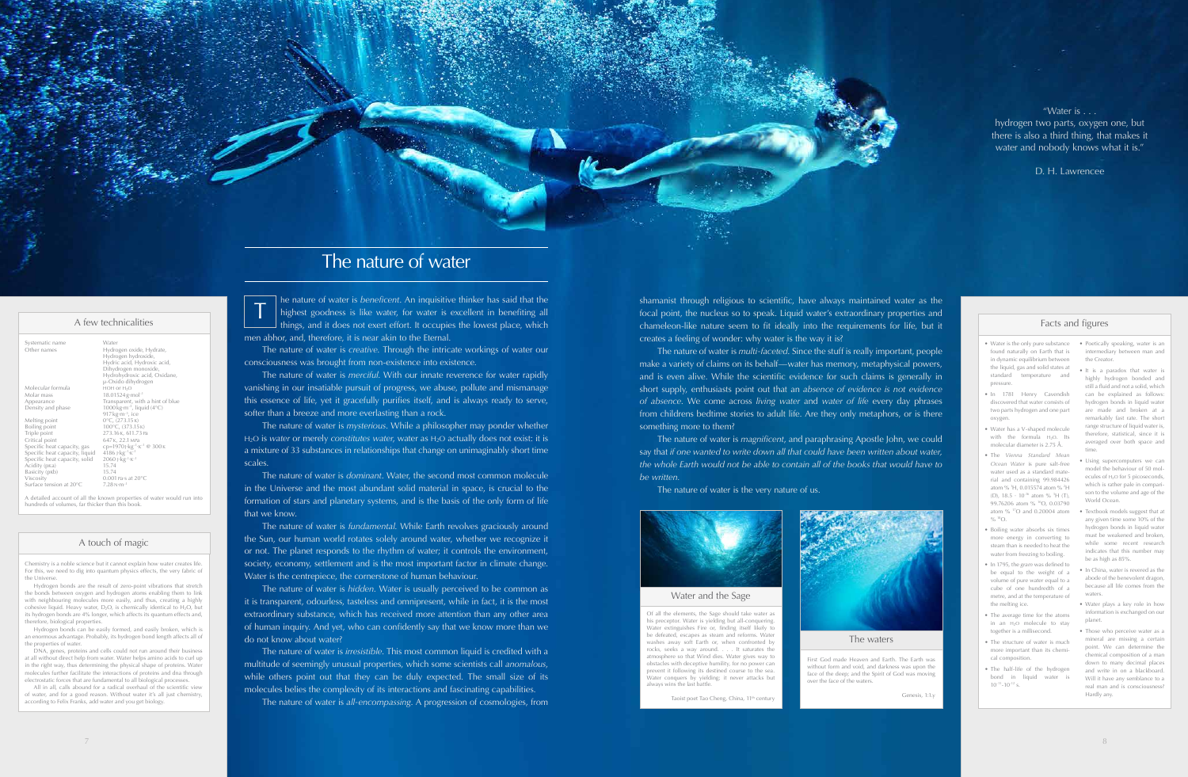"Water is . . .
hydrogen two parts, oxygen one, but there is also a third thing, that makes it water and nobody knows what it is."

D. H. Lawrencee

# The nature of water

The nature of water is *beneficent*. An inquisitive thinker has said that the highest goodness is like water, for water is excellent in benefiting all things, and it does not exert effort. It occupies the lowest place, which men abhor, and, therefore, it is near akin to the Eternal.

The nature of water is *creative*. Through the intricate workings of water our consciousness was brought from non-existence into existence.

The nature of water is *merciful*. With our innate reverence for water rapidly vanishing in our insatiable pursuit of progress, we abuse, pollute and mismanage this essence of life, yet it gracefully purifies itself, and is always ready to serve, softer than a breeze and more everlasting than a rock.

The nature of water is *mysterious*. While a philosopher may ponder whether $H_2O$ is *water* or merely *constitutes water,* water as $H_2O$ actually does not exist: it is a mixture of 33 substances in relationships that change on unimaginably short time scales.

The nature of water is *dominant*. Water, the second most common molecule in the Universe and the most abundant solid material in space, is crucial to the formation of stars and planetary systems, and is the basis of the only form of life that we know.

The nature of water is *fundamental*. While Earth revolves graciously around the Sun, our human world rotates solely around water, whether we recognize it or not. The planet responds to the rhythm of water; it controls the environment, society, economy, settlement and is the most important factor in climate change. Water is the centrepiece, the cornerstone of human behaviour.

The nature of water is *hidden*. Water is usually perceived to be common as it is transparent, odourless, tasteless and omnipresent, while in fact, it is the most extraordinary substance, which has received more attention than any other area of human inquiry. And yet, who can confidently say that we know more than we do not know about water?

The nature of water is *irresistible*. This most common liquid is credited with a multitude of seemingly unusual properties, which some scientists call *anomalous,* while others point out that they can be duly expected. The small size of its molecules belies the complexity of its interactions and fascinating capabilities.

The nature of water is *all-encompassing*. A progression of cosmologies, from shamanist through religious to scientific, have always maintained water as the focal point, the nucleus so to speak. Liquid water's extraordinary properties and chameleon-like nature seem to fit ideally into the requirements for life, but it creates a feeling of wonder: why water is the way it is?

The nature of water is *multi-faceted*. Since the stuff is really important, people make a variety of claims on its behalf—water has memory, metaphysical powers, and is even alive. While the scientific evidence for such claims is generally in short supply, enthusiasts point out that an *absence of evidence is not evidence of absence*. We come across *living water* and *water of life* every day phrases from childrens bedtime stories to adult life. Are they only metaphors, or is there something more to them?

The nature of water is *magnificent*, and paraphrasing Apostle John, we could say that *if one wanted to write down all that could have been written about water, the whole Earth would not be able to contain all of the books that would have to be written.*

The nature of water is the very nature of us.

## A few technicalities

| | |
|---|---|
| Systematic name | Water |
| Other names | Hydrogen oxide, Hydrate, Hydrogen hydroxide, Hydric acid, Hydroxic acid, Dihydrogen monoxide, Hydrohydroxic acid, Oxidane, μ-Oxido dihydrogen |
| Molecular formula | HOH or $H_2O$ |
| Molar mass | 18.01524 g mol$^{-1}$ |
| Appearance | Transparent, with a hint of blue |
| Density and phase | 1000 kg·m$^{-3}$, liquid (4°C) 917 kg·m$^{-3}$, ice |
| Melting point | 0°C, (273.15 K) |
| Boiling point | 100°C, (373.15 K) |
| Triple point | 273.16 K, 611.73 Pa |
| Critical point | 647 K, 22.1 MPa |
| Specific heat capacity, gas | cp=1970 J·kg$^{-1}$·K$^{-1}$ @ 300 K |
| Specific heat capacity, liquid | 4186 J·kg$^{-1}$·K$^{-1}$ |
| Specific heat capacity, solid | 2060 J·kg$^{-1}$·K$^{-1}$ |
| Acidity (pKa) | 15.74 |
| Basicity (pKb) | 15.74 |
| Viscosity | 0.001 Pa·s at 20°C |
| Surface tension at 20°C | 7.28 N·m$^{-1}$ |

A detailed account of all the known properties of water would run into hundreds of volumes, far thicker than this book.

## A touch of magic

Chemistry is a noble science but it cannot explain how water creates life. For this, we need to dig into quantum physics effects, the very fabric of the Universe.

Hydrogen bonds are the result of zero-point vibrations that stretch the bonds between oxygen and hydrogen atoms enabling them to link with neighbouring molecules more easily, and thus, creating a highly cohesive liquid. Heavy water, $D_2O$, is chemically identical to $H_2O$, but its hydrogen bonds are 4% longer, which affects its quantum effects and, therefore, biological properties.

Hydrogen bonds can be easily formed, and easily broken, which is an enormous advantage. Probably, its hydrogen bond length affects all of the properties of water.

DNA, genes, proteins and cells could not run around their business at all without direct help from water. Water helps amino acids to curl up in the right way, thus determining the physical shape of proteins. Water molecules further facilitate the interactions of proteins and dna through electrostatic forces that are fundamental to all biological processes.

All in all, calls abound for a radical overhaul of the scientific view of water, and for a good reason. Without water it's all just chemistry, according to Felix Franks, add water and you get biology.

## Water and the Sage

Of all the elements, the Sage should take water as his preceptor. Water is yielding but all-conquering. Water extinguishes Fire or, finding itself likely to be defeated, escapes as steam and reforms. Water washes away soft Earth or, when confronted by rocks, seeks a way around. . . . It saturates the atmosphere so that Wind dies. Water gives way to obstacles with deceptive humility, for no power can prevent it following its destined course to the sea. Water conquers by yielding; it never attacks but always wins the last battle.

Taoist poet Tao Cheng, China, 11th century

## The waters

First God made Heaven and Earth. The Earth was without form and void, and darkness was upon the face of the deep; and the Spirit of God was moving over the face of the waters.

Genesis, 1:1-y

## Facts and figures

- Water is the only pure substance found naturally on Earth that is in dynamic equilibrium between the liquid, gas and solid states at standard temperature and pressure.
- In 1781 Henry Cavendish discovered that water consists of two parts hydrogen and one part oxygen.
- Water has a V-shaped molecule with the formula $H_2O$. Its molecular diameter is 2.75 Å.
- The *Vienna Standard Mean Ocean Water* is pure salt-free water used as a standard material and containing 99.984426 atom % $^1H$, 0.015574 atom % $^2H$ (D), 18.5 · 10$^{-6}$ atom % $^3H$ (T), 99.76206 atom % $^{16}O$, 0.03790 atom % $^{17}O$ and 0.20004 atom % $^{18}O$.
- Boiling water absorbs six times more energy in converting to steam than is needed to heat the water from freezing to boiling.
- In 1795, the *gram* was defined to be equal to the weight of a volume of pure water equal to a cube of one hundredth of a metre, and at the temperature of the melting ice.
- The average time for the atoms in an $H_2O$ molecule to stay together is a millisecond.
- The structure of water is much more important than its chemical composition.
- The half-life of the hydrogen bond in liquid water is $10^{-12}$-$10^{-13}$ s.
- Poetically speaking, water is an intermediary between man and the Creator.
- It is a paradox that water is highly hydrogen bonded and still a fluid and not a solid, which can be explained as follows: hydrogen bonds in liquid water are made and broken at a remarkably fast rate. The short *range* structure of liquid water is, therefore, statistical, since it is averaged over both space and time.
- Using supercomputers we can model the behaviour of 50 molecules of $H_2O$ for 5 picoseconds, which is rather pale in comparison to the volume and age of the World Ocean.
- Textbook models suggest that at any given time some 10% of the hydrogen bonds in liquid water must be weakened and broken, while some recent research indicates that this number may be as high as 85%.
- In China, water is revered as the abode of the benevolent dragon, because all life comes from the waters.
- Water plays a key role in how information is exchanged on our planet.
- Those who perceive water as a mineral are missing a certain point. We can determine the chemical composition of a man down to many decimal places and write in on a blackboard. Will it have any semblance to a real man and is consciousness? Hardly any.